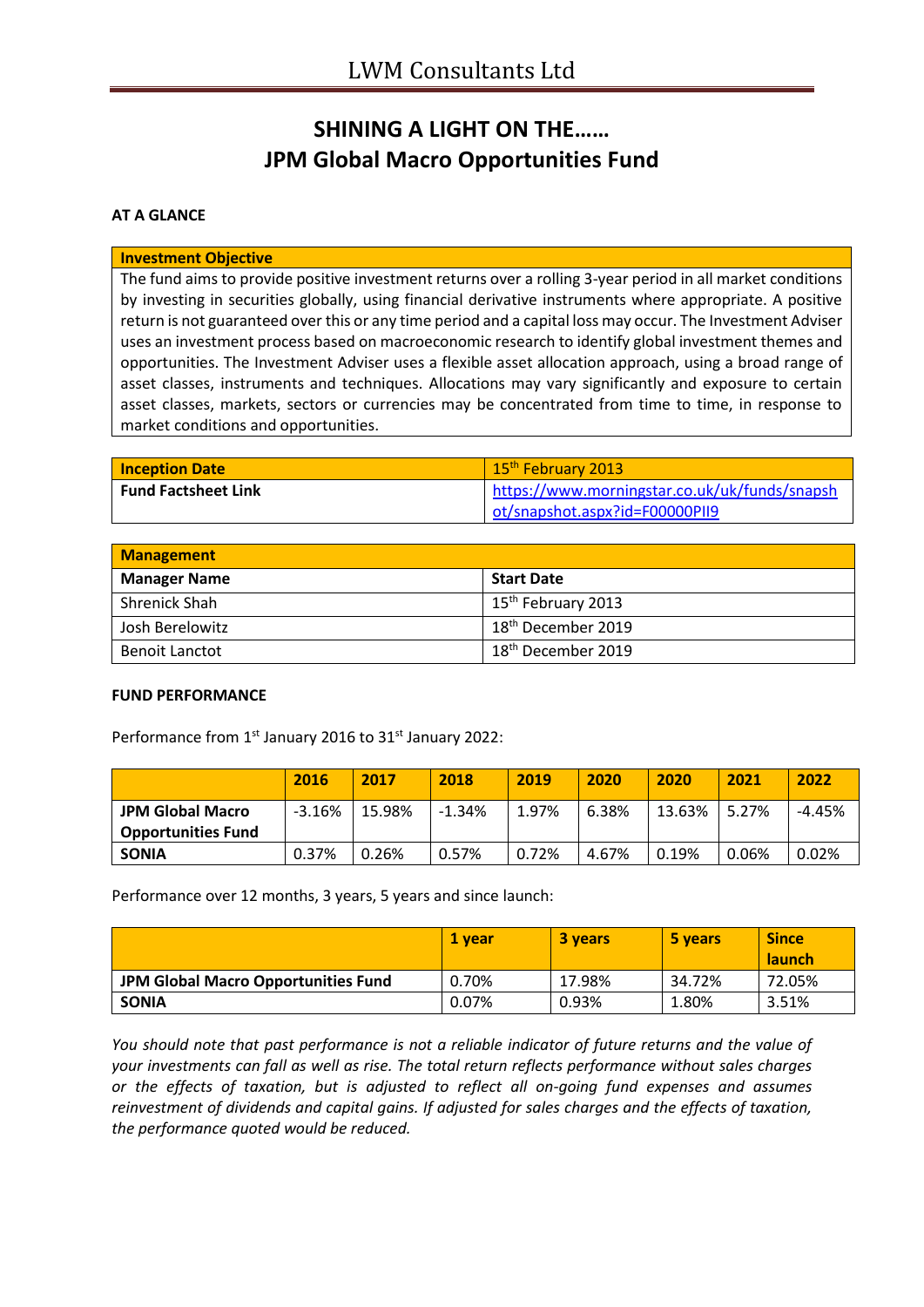# LWM Consultants Ltd

## SHINING A LIGHT ON THE…… JPM Global Macro Opportunities Fund

**AT A GLANCE**

| Investment Objective |
|---|
| The fund aims to provide positive investment returns over a rolling 3-year period in all market conditions by investing in securities globally, using financial derivative instruments where appropriate. A positive return is not guaranteed over this or any time period and a capital loss may occur. The Investment Adviser uses an investment process based on macroeconomic research to identify global investment themes and opportunities. The Investment Adviser uses a flexible asset allocation approach, using a broad range of asset classes, instruments and techniques. Allocations may vary significantly and exposure to certain asset classes, markets, sectors or currencies may be concentrated from time to time, in response to market conditions and opportunities. |

| Inception Date | 15th February 2013 |
|---|---|
| **Fund Factsheet Link** | https://www.morningstar.co.uk/uk/funds/snapshot/snapshot.aspx?id=F00000PII9 |

| Management | |
|---|---|
| **Manager Name** | **Start Date** |
| Shrenick Shah | 15th February 2013 |
| Josh Berelowitz | 18th December 2019 |
| Benoit Lanctot | 18th December 2019 |

**FUND PERFORMANCE**

Performance from 1st January 2016 to 31st January 2022:

| | 2016 | 2017 | 2018 | 2019 | 2020 | 2020 | 2021 | 2022 |
|---|---|---|---|---|---|---|---|---|
| **JPM Global Macro Opportunities Fund** | -3.16% | 15.98% | -1.34% | 1.97% | 6.38% | 13.63% | 5.27% | -4.45% |
| **SONIA** | 0.37% | 0.26% | 0.57% | 0.72% | 4.67% | 0.19% | 0.06% | 0.02% |

Performance over 12 months, 3 years, 5 years and since launch:

| | 1 year | 3 years | 5 years | Since launch |
|---|---|---|---|---|
| **JPM Global Macro Opportunities Fund** | 0.70% | 17.98% | 34.72% | 72.05% |
| **SONIA** | 0.07% | 0.93% | 1.80% | 3.51% |

*You should note that past performance is not a reliable indicator of future returns and the value of your investments can fall as well as rise. The total return reflects performance without sales charges or the effects of taxation, but is adjusted to reflect all on-going fund expenses and assumes reinvestment of dividends and capital gains. If adjusted for sales charges and the effects of taxation, the performance quoted would be reduced.*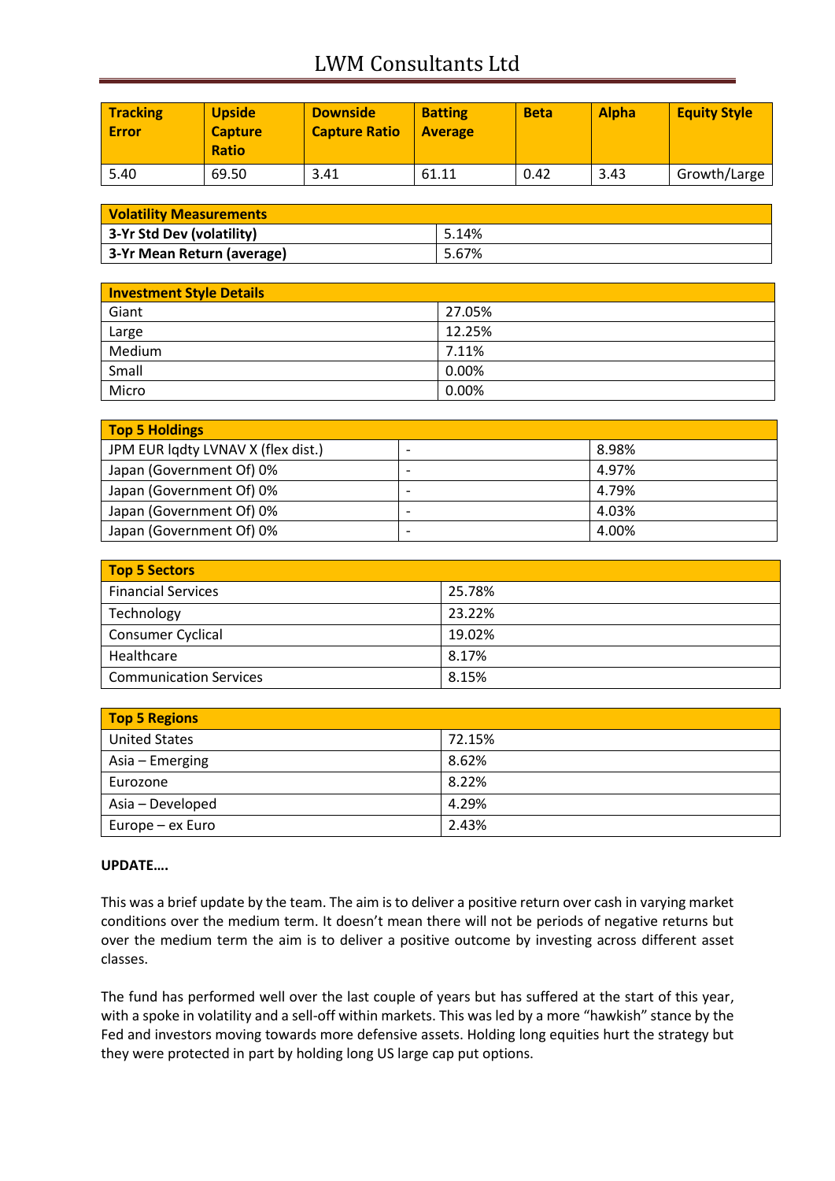| Tracking Error | Upside Capture Ratio | Downside Capture Ratio | Batting Average | Beta | Alpha | Equity Style |
|---|---|---|---|---|---|---|
| 5.40 | 69.50 | 3.41 | 61.11 | 0.42 | 3.43 | Growth/Large |

| Volatility Measurements | |
|---|---|
| **3-Yr Std Dev (volatility)** | 5.14% |
| **3-Yr Mean Return (average)** | 5.67% |

| Investment Style Details | |
|---|---|
| Giant | 27.05% |
| Large | 12.25% |
| Medium | 7.11% |
| Small | 0.00% |
| Micro | 0.00% |

| Top 5 Holdings | | |
|---|---|---|
| JPM EUR lqdty LVNAV X (flex dist.) | - | 8.98% |
| Japan (Government Of) 0% | - | 4.97% |
| Japan (Government Of) 0% | - | 4.79% |
| Japan (Government Of) 0% | - | 4.03% |
| Japan (Government Of) 0% | - | 4.00% |

| Top 5 Sectors | |
|---|---|
| Financial Services | 25.78% |
| Technology | 23.22% |
| Consumer Cyclical | 19.02% |
| Healthcare | 8.17% |
| Communication Services | 8.15% |

| Top 5 Regions | |
|---|---|
| United States | 72.15% |
| Asia – Emerging | 8.62% |
| Eurozone | 8.22% |
| Asia – Developed | 4.29% |
| Europe – ex Euro | 2.43% |

**UPDATE….**

This was a brief update by the team. The aim is to deliver a positive return over cash in varying market conditions over the medium term. It doesn't mean there will not be periods of negative returns but over the medium term the aim is to deliver a positive outcome by investing across different asset classes.

The fund has performed well over the last couple of years but has suffered at the start of this year, with a spoke in volatility and a sell-off within markets. This was led by a more "hawkish" stance by the Fed and investors moving towards more defensive assets. Holding long equities hurt the strategy but they were protected in part by holding long US large cap put options.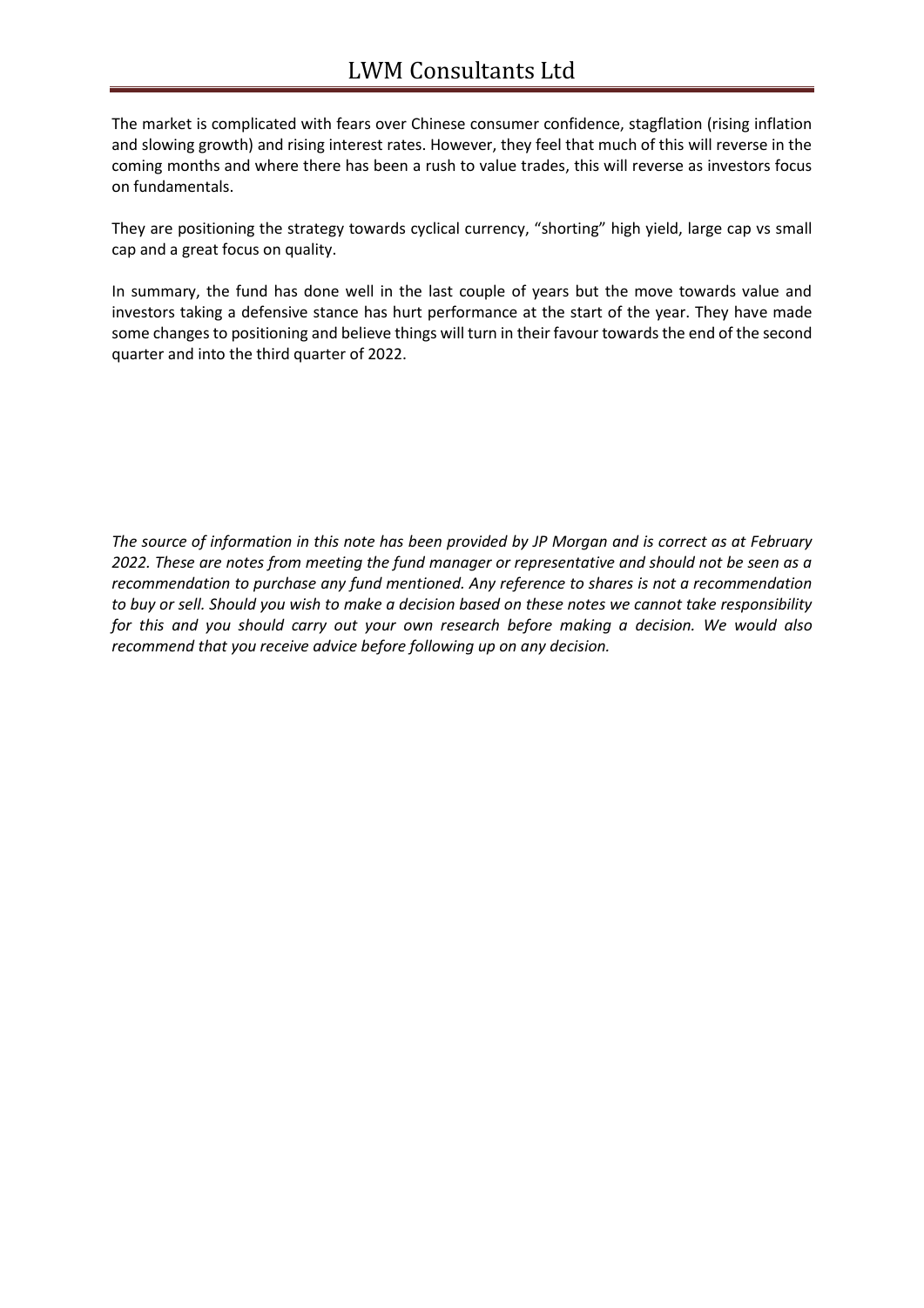The market is complicated with fears over Chinese consumer confidence, stagflation (rising inflation and slowing growth) and rising interest rates. However, they feel that much of this will reverse in the coming months and where there has been a rush to value trades, this will reverse as investors focus on fundamentals.

They are positioning the strategy towards cyclical currency, "shorting" high yield, large cap vs small cap and a great focus on quality.

In summary, the fund has done well in the last couple of years but the move towards value and investors taking a defensive stance has hurt performance at the start of the year. They have made some changes to positioning and believe things will turn in their favour towards the end of the second quarter and into the third quarter of 2022.

*The source of information in this note has been provided by JP Morgan and is correct as at February 2022. These are notes from meeting the fund manager or representative and should not be seen as a recommendation to purchase any fund mentioned. Any reference to shares is not a recommendation to buy or sell. Should you wish to make a decision based on these notes we cannot take responsibility for this and you should carry out your own research before making a decision. We would also recommend that you receive advice before following up on any decision.*